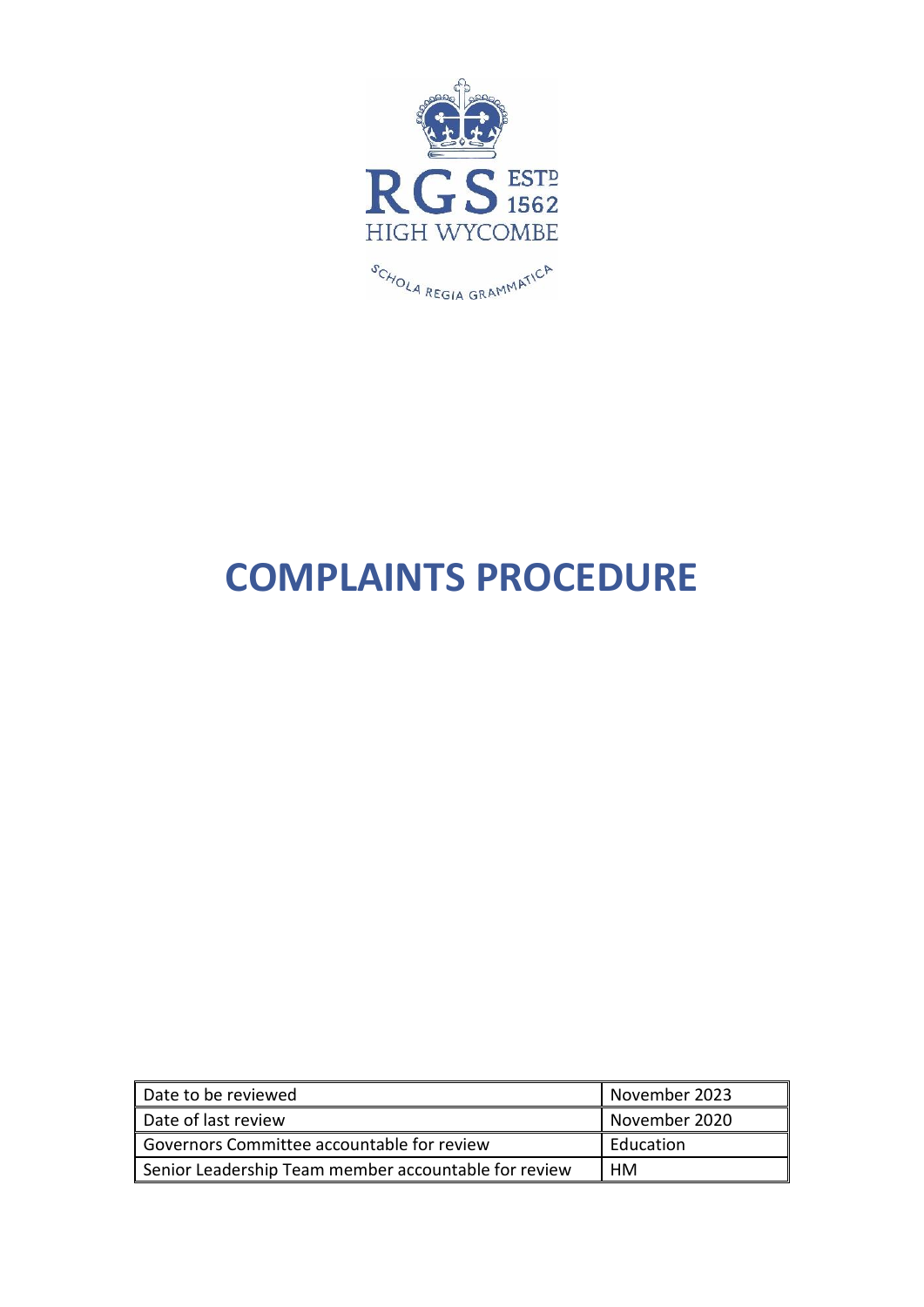RGS ESTD 1562
HIGH WYCOMBE

SCHOLA REGIA GRAMMATICA

# COMPLAINTS PROCEDURE

| | |
|---|---|
| Date to be reviewed | November 2023 |
| Date of last review | November 2020 |
| Governors Committee accountable for review | Education |
| Senior Leadership Team member accountable for review | HM |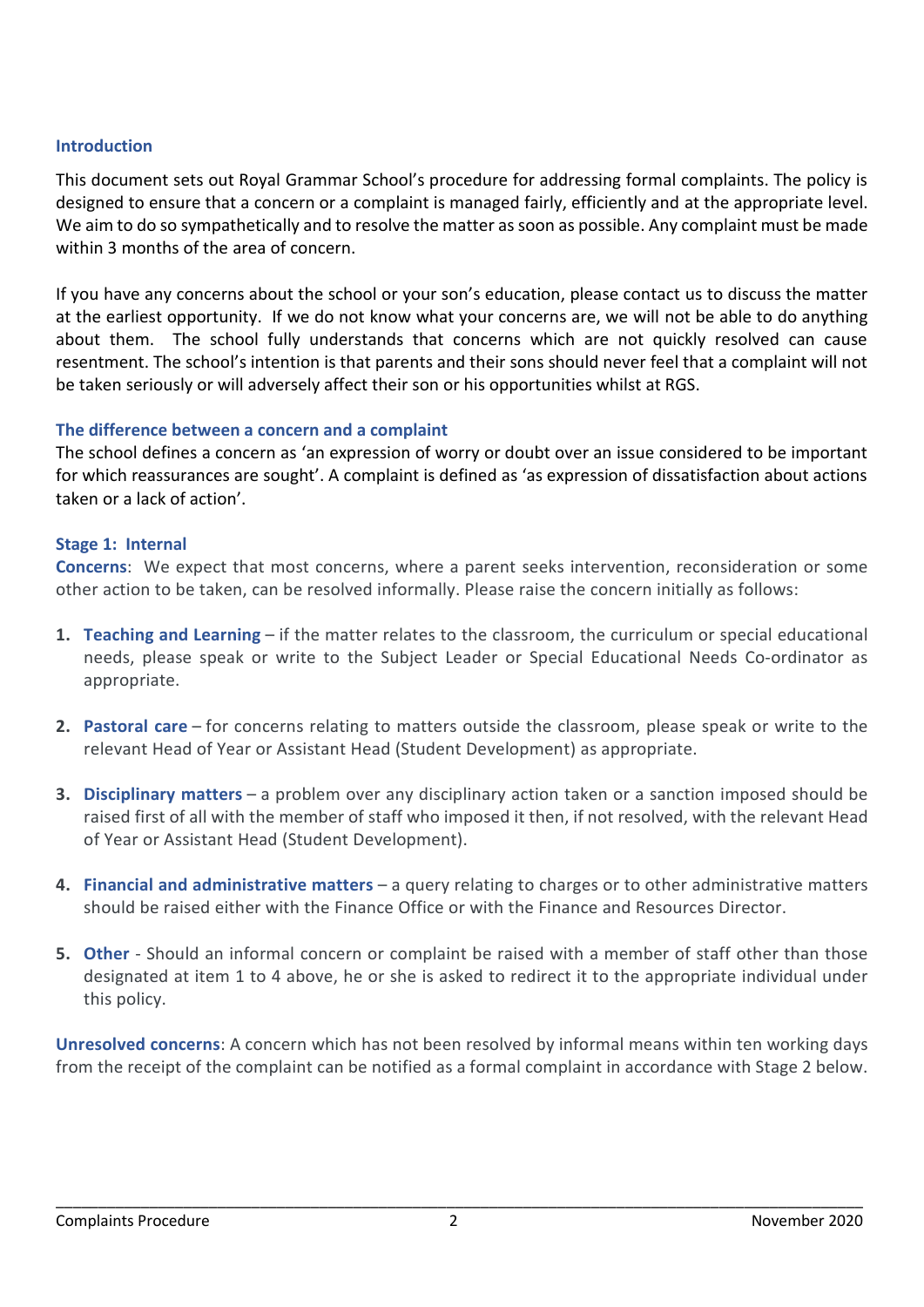## Introduction

This document sets out Royal Grammar School's procedure for addressing formal complaints. The policy is designed to ensure that a concern or a complaint is managed fairly, efficiently and at the appropriate level. We aim to do so sympathetically and to resolve the matter as soon as possible. Any complaint must be made within 3 months of the area of concern.

If you have any concerns about the school or your son's education, please contact us to discuss the matter at the earliest opportunity. If we do not know what your concerns are, we will not be able to do anything about them. The school fully understands that concerns which are not quickly resolved can cause resentment. The school's intention is that parents and their sons should never feel that a complaint will not be taken seriously or will adversely affect their son or his opportunities whilst at RGS.

## The difference between a concern and a complaint

The school defines a concern as 'an expression of worry or doubt over an issue considered to be important for which reassurances are sought'. A complaint is defined as 'as expression of dissatisfaction about actions taken or a lack of action'.

## Stage 1: Internal

**Concerns**: We expect that most concerns, where a parent seeks intervention, reconsideration or some other action to be taken, can be resolved informally. Please raise the concern initially as follows:

1. **Teaching and Learning** – if the matter relates to the classroom, the curriculum or special educational needs, please speak or write to the Subject Leader or Special Educational Needs Co-ordinator as appropriate.

2. **Pastoral care** – for concerns relating to matters outside the classroom, please speak or write to the relevant Head of Year or Assistant Head (Student Development) as appropriate.

3. **Disciplinary matters** – a problem over any disciplinary action taken or a sanction imposed should be raised first of all with the member of staff who imposed it then, if not resolved, with the relevant Head of Year or Assistant Head (Student Development).

4. **Financial and administrative matters** – a query relating to charges or to other administrative matters should be raised either with the Finance Office or with the Finance and Resources Director.

5. **Other** - Should an informal concern or complaint be raised with a member of staff other than those designated at item 1 to 4 above, he or she is asked to redirect it to the appropriate individual under this policy.

**Unresolved concerns**: A concern which has not been resolved by informal means within ten working days from the receipt of the complaint can be notified as a formal complaint in accordance with Stage 2 below.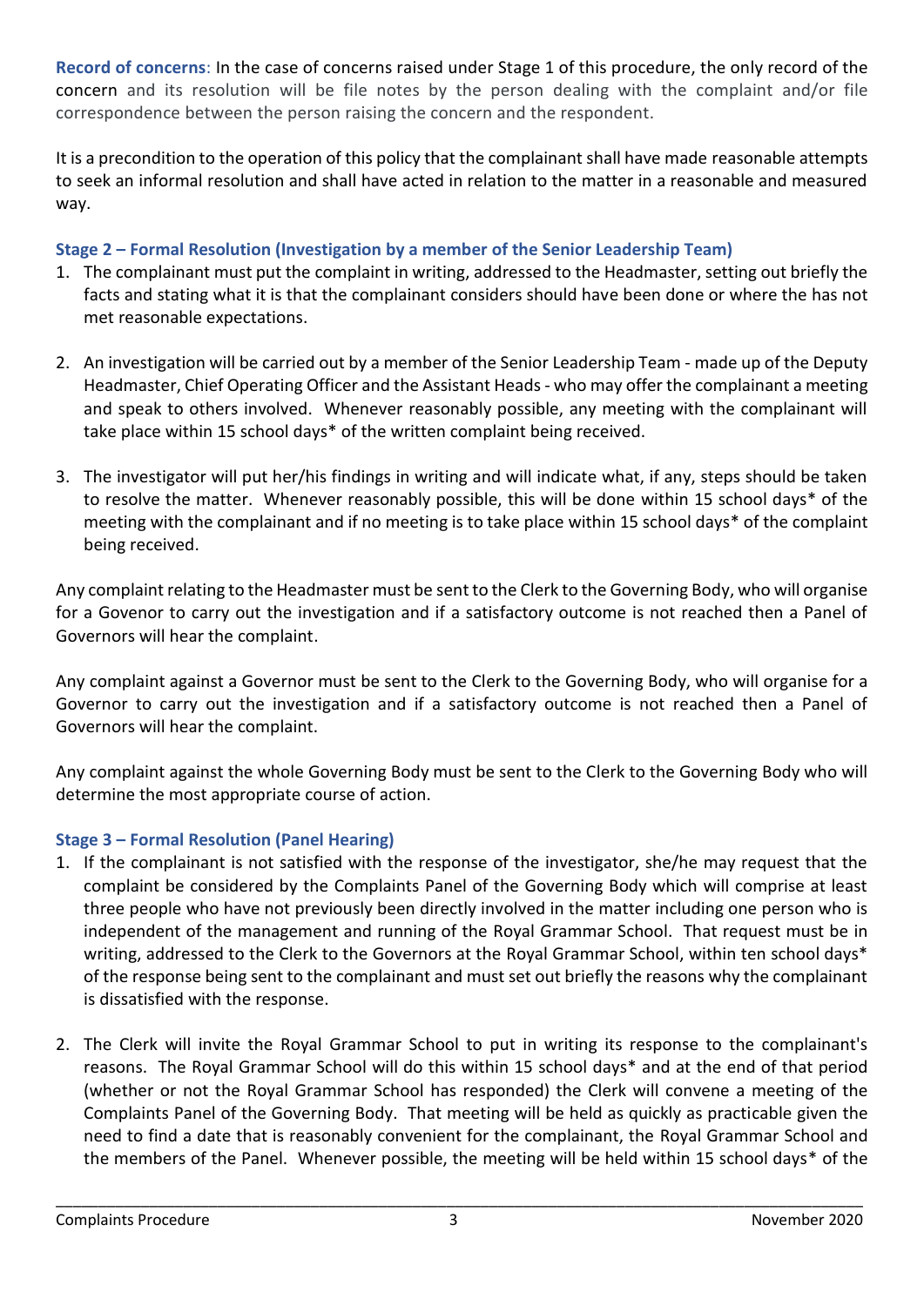**Record of concerns**: In the case of concerns raised under Stage 1 of this procedure, the only record of the concern and its resolution will be file notes by the person dealing with the complaint and/or file correspondence between the person raising the concern and the respondent.

It is a precondition to the operation of this policy that the complainant shall have made reasonable attempts to seek an informal resolution and shall have acted in relation to the matter in a reasonable and measured way.

### Stage 2 – Formal Resolution (Investigation by a member of the Senior Leadership Team)

1. The complainant must put the complaint in writing, addressed to the Headmaster, setting out briefly the facts and stating what it is that the complainant considers should have been done or where the has not met reasonable expectations.

2. An investigation will be carried out by a member of the Senior Leadership Team - made up of the Deputy Headmaster, Chief Operating Officer and the Assistant Heads - who may offer the complainant a meeting and speak to others involved. Whenever reasonably possible, any meeting with the complainant will take place within 15 school days* of the written complaint being received.

3. The investigator will put her/his findings in writing and will indicate what, if any, steps should be taken to resolve the matter. Whenever reasonably possible, this will be done within 15 school days* of the meeting with the complainant and if no meeting is to take place within 15 school days* of the complaint being received.

Any complaint relating to the Headmaster must be sent to the Clerk to the Governing Body, who will organise for a Govenor to carry out the investigation and if a satisfactory outcome is not reached then a Panel of Governors will hear the complaint.

Any complaint against a Governor must be sent to the Clerk to the Governing Body, who will organise for a Governor to carry out the investigation and if a satisfactory outcome is not reached then a Panel of Governors will hear the complaint.

Any complaint against the whole Governing Body must be sent to the Clerk to the Governing Body who will determine the most appropriate course of action.

### Stage 3 – Formal Resolution (Panel Hearing)

1. If the complainant is not satisfied with the response of the investigator, she/he may request that the complaint be considered by the Complaints Panel of the Governing Body which will comprise at least three people who have not previously been directly involved in the matter including one person who is independent of the management and running of the Royal Grammar School. That request must be in writing, addressed to the Clerk to the Governors at the Royal Grammar School, within ten school days* of the response being sent to the complainant and must set out briefly the reasons why the complainant is dissatisfied with the response.

2. The Clerk will invite the Royal Grammar School to put in writing its response to the complainant's reasons. The Royal Grammar School will do this within 15 school days* and at the end of that period (whether or not the Royal Grammar School has responded) the Clerk will convene a meeting of the Complaints Panel of the Governing Body. That meeting will be held as quickly as practicable given the need to find a date that is reasonably convenient for the complainant, the Royal Grammar School and the members of the Panel. Whenever possible, the meeting will be held within 15 school days* of the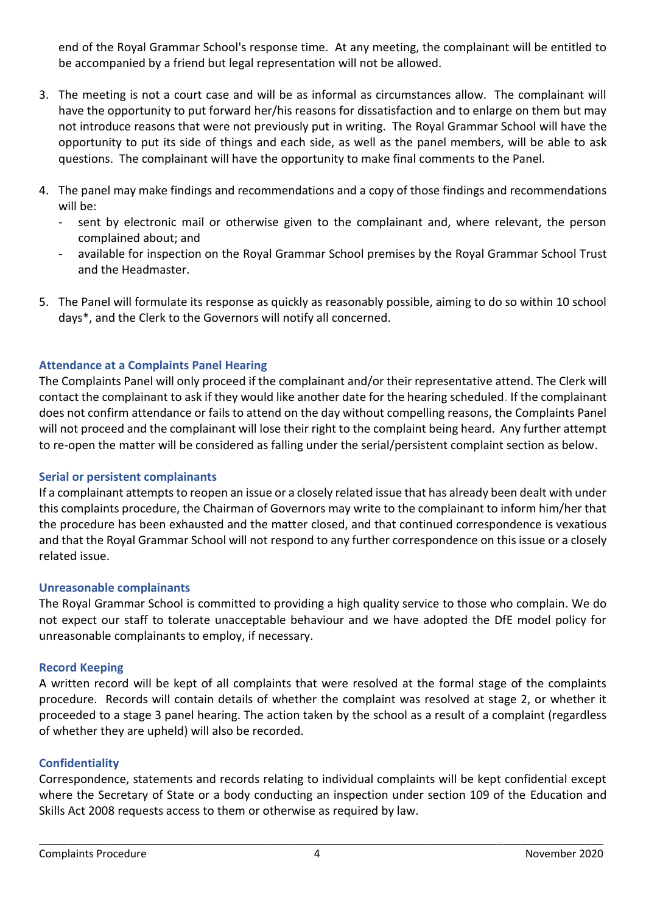end of the Royal Grammar School's response time. At any meeting, the complainant will be entitled to be accompanied by a friend but legal representation will not be allowed.

3. The meeting is not a court case and will be as informal as circumstances allow. The complainant will have the opportunity to put forward her/his reasons for dissatisfaction and to enlarge on them but may not introduce reasons that were not previously put in writing. The Royal Grammar School will have the opportunity to put its side of things and each side, as well as the panel members, will be able to ask questions. The complainant will have the opportunity to make final comments to the Panel.

4. The panel may make findings and recommendations and a copy of those findings and recommendations will be:
   - sent by electronic mail or otherwise given to the complainant and, where relevant, the person complained about; and
   - available for inspection on the Royal Grammar School premises by the Royal Grammar School Trust and the Headmaster.

5. The Panel will formulate its response as quickly as reasonably possible, aiming to do so within 10 school days*, and the Clerk to the Governors will notify all concerned.

### Attendance at a Complaints Panel Hearing

The Complaints Panel will only proceed if the complainant and/or their representative attend. The Clerk will contact the complainant to ask if they would like another date for the hearing scheduled. If the complainant does not confirm attendance or fails to attend on the day without compelling reasons, the Complaints Panel will not proceed and the complainant will lose their right to the complaint being heard. Any further attempt to re-open the matter will be considered as falling under the serial/persistent complaint section as below.

### Serial or persistent complainants

If a complainant attempts to reopen an issue or a closely related issue that has already been dealt with under this complaints procedure, the Chairman of Governors may write to the complainant to inform him/her that the procedure has been exhausted and the matter closed, and that continued correspondence is vexatious and that the Royal Grammar School will not respond to any further correspondence on this issue or a closely related issue.

### Unreasonable complainants

The Royal Grammar School is committed to providing a high quality service to those who complain. We do not expect our staff to tolerate unacceptable behaviour and we have adopted the DfE model policy for unreasonable complainants to employ, if necessary.

### Record Keeping

A written record will be kept of all complaints that were resolved at the formal stage of the complaints procedure. Records will contain details of whether the complaint was resolved at stage 2, or whether it proceeded to a stage 3 panel hearing. The action taken by the school as a result of a complaint (regardless of whether they are upheld) will also be recorded.

### Confidentiality

Correspondence, statements and records relating to individual complaints will be kept confidential except where the Secretary of State or a body conducting an inspection under section 109 of the Education and Skills Act 2008 requests access to them or otherwise as required by law.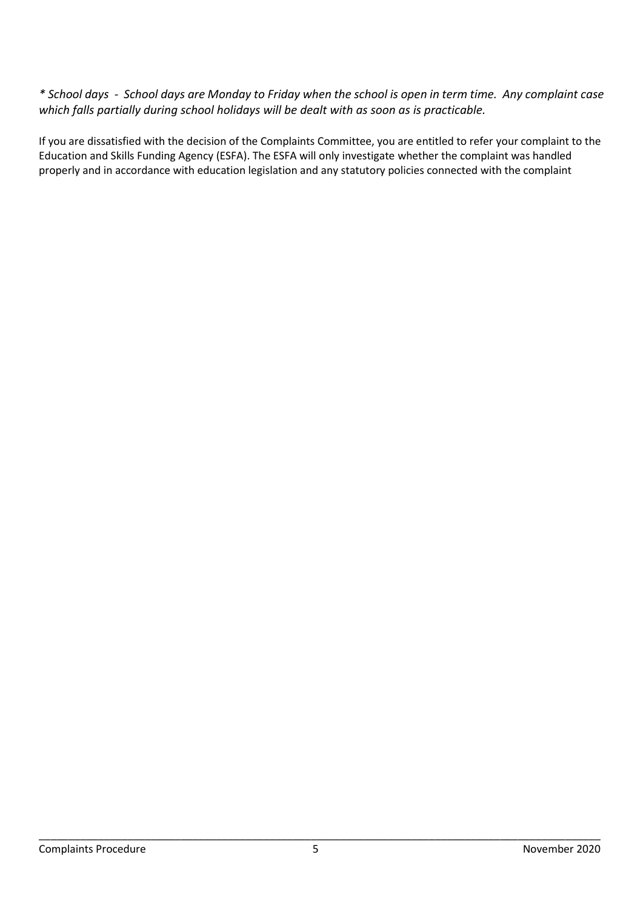*\* School days - School days are Monday to Friday when the school is open in term time. Any complaint case which falls partially during school holidays will be dealt with as soon as is practicable.*

If you are dissatisfied with the decision of the Complaints Committee, you are entitled to refer your complaint to the Education and Skills Funding Agency (ESFA). The ESFA will only investigate whether the complaint was handled properly and in accordance with education legislation and any statutory policies connected with the complaint